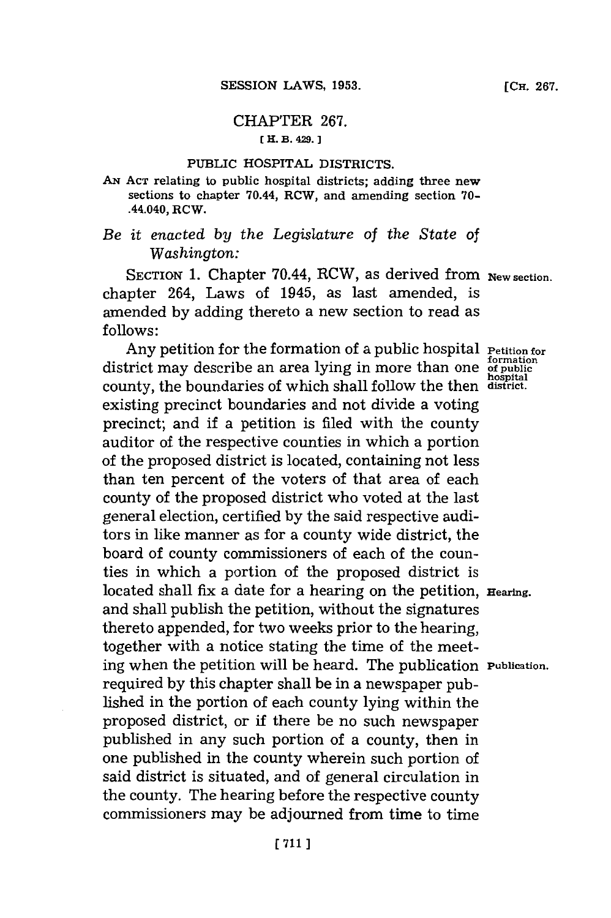# CHAPTER 267.

[H. B. 429.]

## PUBLIC HOSPITAL DISTRICTS.

AN ACT relating to public hospital districts; adding three new sections to chapter 70.44, RCW, and amending section 70-.44.040, RCW.

*Be it enacted by the Legislature of the State of Washington:*

SECTION 1. Chapter 70.44, RCW, as derived from chapter 264, Laws of 1945, as last amended, is amended by adding thereto a new section to read as follows:

New section.

Any petition for the formation of a public hospital district may describe an area lying in more than one county, the boundaries of which shall follow the then existing precinct boundaries and not divide a voting precinct; and if a petition is filed with the county auditor of the respective counties in which a portion of the proposed district is located, containing not less than ten percent of the voters of that area of each county of the proposed district who voted at the last general election, certified by the said respective auditors in like manner as for a county wide district, the board of county commissioners of each of the counties in which a portion of the proposed district is located shall fix a date for a hearing on the petition, and shall publish the petition, without the signatures thereto appended, for two weeks prior to the hearing, together with a notice stating the time of the meeting when the petition will be heard. The publication required by this chapter shall be in a newspaper published in the portion of each county lying within the proposed district, or if there be no such newspaper published in any such portion of a county, then in one published in the county wherein such portion of said district is situated, and of general circulation in the county. The hearing before the respective county commissioners may be adjourned from time to time

Petition for formation of public hospital district.

Hearing.

Publication.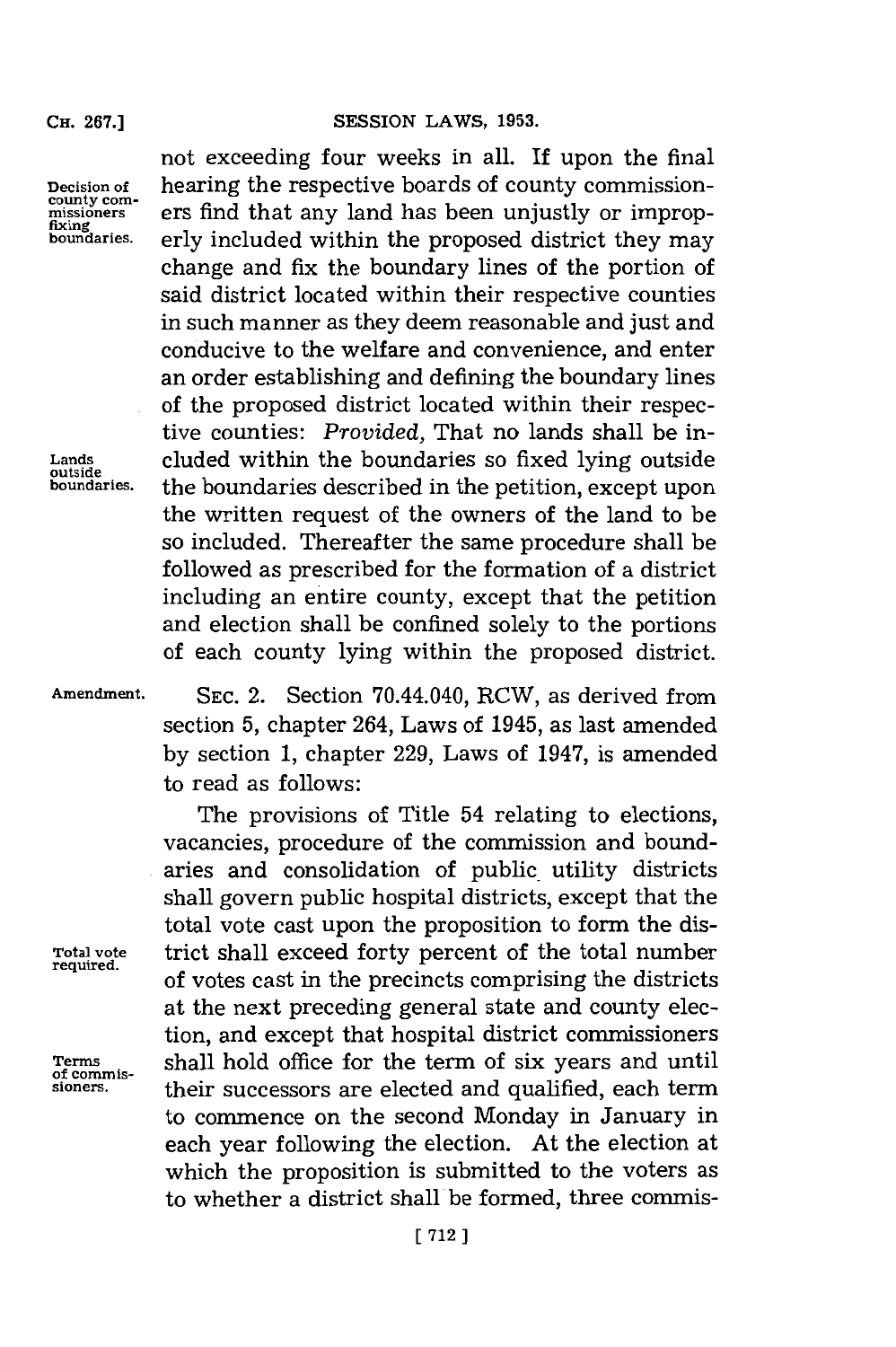not exceeding four weeks in all. If upon the final hearing the respective boards of county commissioners find that any land has been unjustly or improperly included within the proposed district they may change and fix the boundary lines of the portion of said district located within their respective counties in such manner as they deem reasonable and just and conducive to the welfare and convenience, and enter an order establishing and defining the boundary lines of the proposed district located within their respective counties: *Provided,* That no lands shall be included within the boundaries so fixed lying outside the boundaries described in the petition, except upon the written request of the owners of the land to be so included. Thereafter the same procedure shall be followed as prescribed for the formation of a district including an entire county, except that the petition and election shall be confined solely to the portions of each county lying within the proposed district.

Decision of county commissioners fixing boundaries.

Lands outside boundaries.

Amendment.

SEC. 2. Section 70.44.040, RCW, as derived from section 5, chapter 264, Laws of 1945, as last amended by section 1, chapter 229, Laws of 1947, is amended to read as follows:

The provisions of Title 54 relating to elections, vacancies, procedure of the commission and boundaries and consolidation of public utility districts shall govern public hospital districts, except that the total vote cast upon the proposition to form the district shall exceed forty percent of the total number of votes cast in the precincts comprising the districts at the next preceding general state and county election, and except that hospital district commissioners shall hold office for the term of six years and until their successors are elected and qualified, each term to commence on the second Monday in January in each year following the election. At the election at which the proposition is submitted to the voters as to whether a district shall be formed, three commis-

Total vote required.

Terms of commissioners.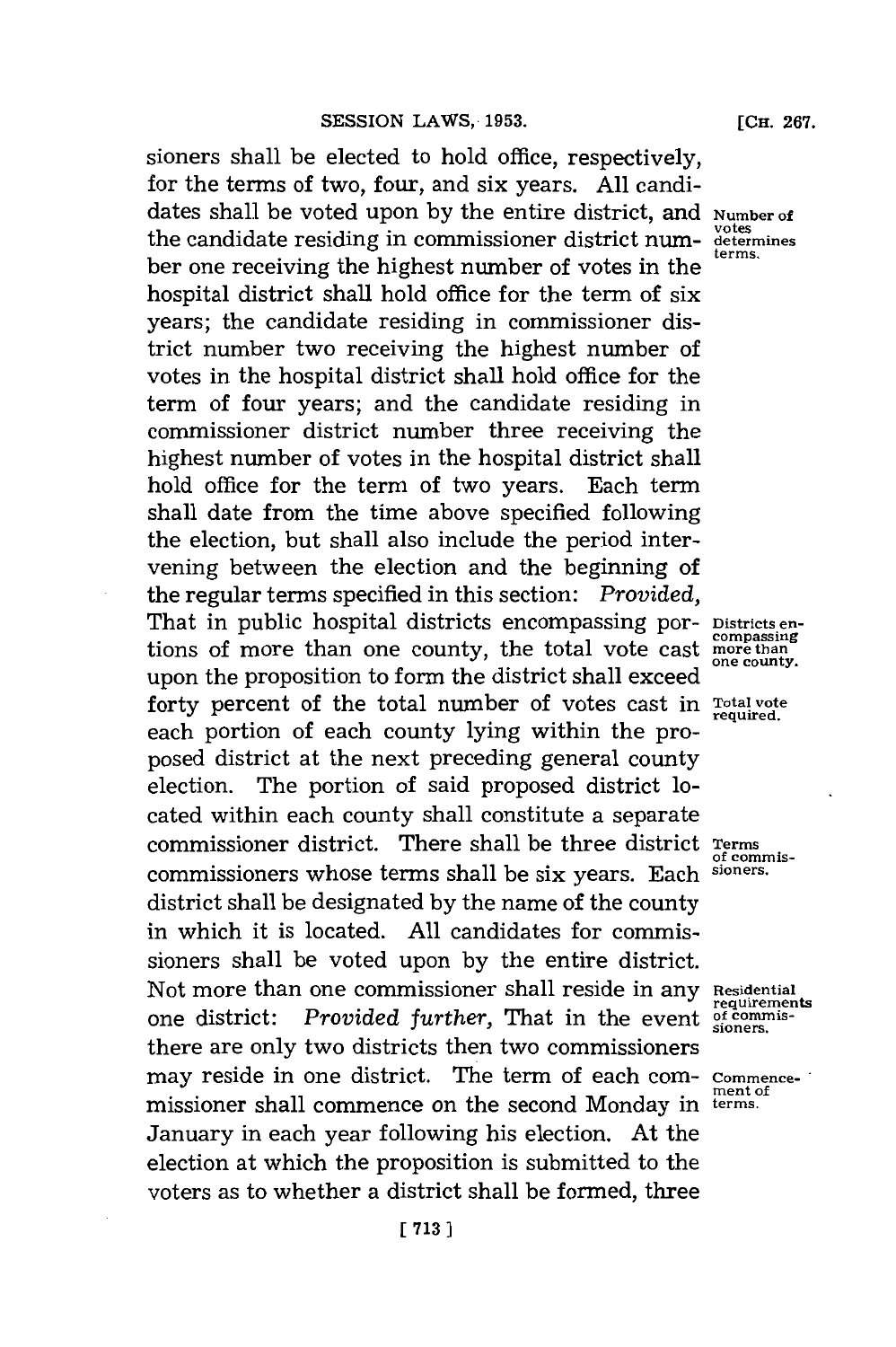sioners shall be elected to hold office, respectively, for the terms of two, four, and six years. All candidates shall be voted upon by the entire district, and the candidate residing in commissioner district number one receiving the highest number of votes in the hospital district shall hold office for the term of six years; the candidate residing in commissioner district number two receiving the highest number of votes in the hospital district shall hold office for the term of four years; and the candidate residing in commissioner district number three receiving the highest number of votes in the hospital district shall hold office for the term of two years. Each term shall date from the time above specified following the election, but shall also include the period intervening between the election and the beginning of the regular terms specified in this section: *Provided,* That in public hospital districts encompassing portions of more than one county, the total vote cast upon the proposition to form the district shall exceed forty percent of the total number of votes cast in each portion of each county lying within the proposed district at the next preceding general county election. The portion of said proposed district located within each county shall constitute a separate commissioner district. There shall be three district commissioners whose terms shall be six years. Each district shall be designated by the name of the county in which it is located. All candidates for commissioners shall be voted upon by the entire district. Not more than one commissioner shall reside in any one district: *Provided further,* That in the event there are only two districts then two commissioners may reside in one district. The term of each commissioner shall commence on the second Monday in January in each year following his election. At the election at which the proposition is submitted to the voters as to whether a district shall be formed, three

Number of votes determines terms.

Districts encompassing more than one county.

Total vote required.

Terms of commissioners.

Residential requirements of commissioners.

Commencement of terms.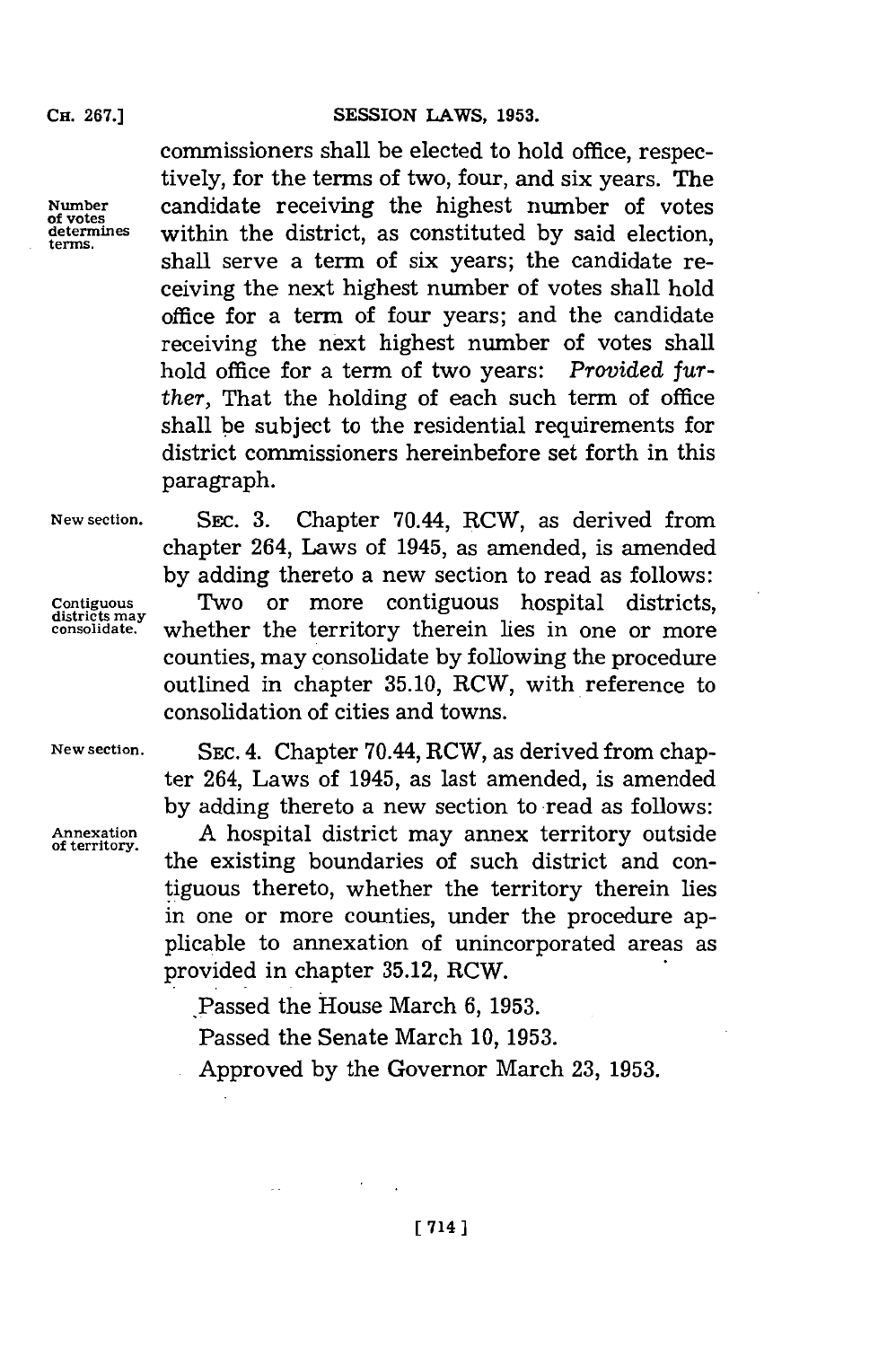commissioners shall be elected to hold office, respectively, for the terms of two, four, and six years. The candidate receiving the highest number of votes within the district, as constituted by said election, shall serve a term of six years; the candidate receiving the next highest number of votes shall hold office for a term of four years; and the candidate receiving the next highest number of votes shall hold office for a term of two years: *Provided further,* That the holding of each such term of office shall be subject to the residential requirements for district commissioners hereinbefore set forth in this paragraph.

Number of votes determines terms.

New section.

SEC. 3. Chapter 70.44, RCW, as derived from chapter 264, Laws of 1945, as amended, is amended by adding thereto a new section to read as follows:

Contiguous districts may consolidate.

Two or more contiguous hospital districts, whether the territory therein lies in one or more counties, may consolidate by following the procedure outlined in chapter 35.10, RCW, with reference to consolidation of cities and towns.

New section.

SEC. 4. Chapter 70.44, RCW, as derived from chapter 264, Laws of 1945, as last amended, is amended by adding thereto a new section to read as follows:

Annexation of territory.

A hospital district may annex territory outside the existing boundaries of such district and contiguous thereto, whether the territory therein lies in one or more counties, under the procedure applicable to annexation of unincorporated areas as provided in chapter 35.12, RCW.

Passed the House March 6, 1953.

Passed the Senate March 10, 1953.

Approved by the Governor March 23, 1953.